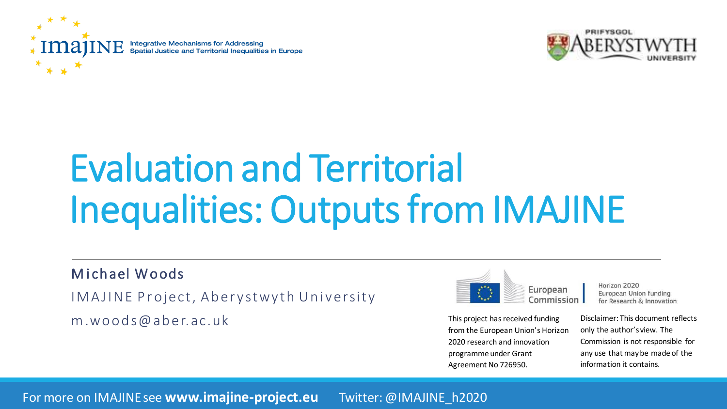IMAJINE Integrative Mechanisms for Addressing Spatial Justice and Territorial Inequalities in Europe

PRIFYSGOL ABERYSTWYTH UNIVERSITY

# Evaluation and Territorial Inequalities: Outputs from IMAJINE

Michael Woods

IMAJINE Project, Aberystwyth University

m.woods@aber.ac.uk

European Commission

Horizon 2020 European Union funding for Research & Innovation

This project has received funding from the European Union's Horizon 2020 research and innovation programme under Grant Agreement No 726950.

Disclaimer: This document reflects only the author's view. The Commission is not responsible for any use that may be made of the information it contains.

For more on IMAJINE see **www.imajine-project.eu** Twitter: @IMAJINE_h2020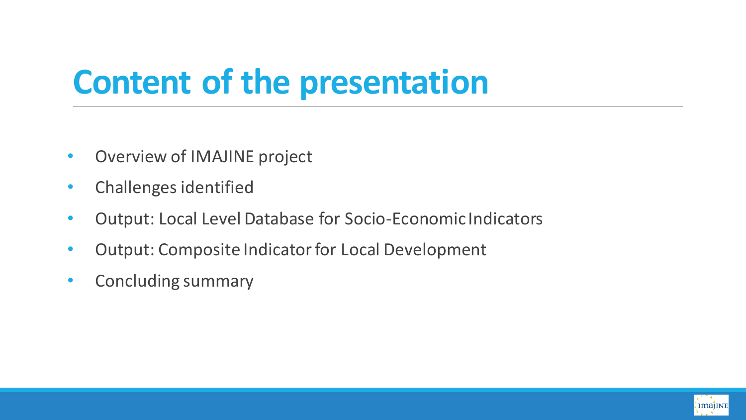# Content of the presentation

- Overview of IMAJINE project
- Challenges identified
- Output: Local Level Database for Socio-Economic Indicators
- Output: Composite Indicator for Local Development
- Concluding summary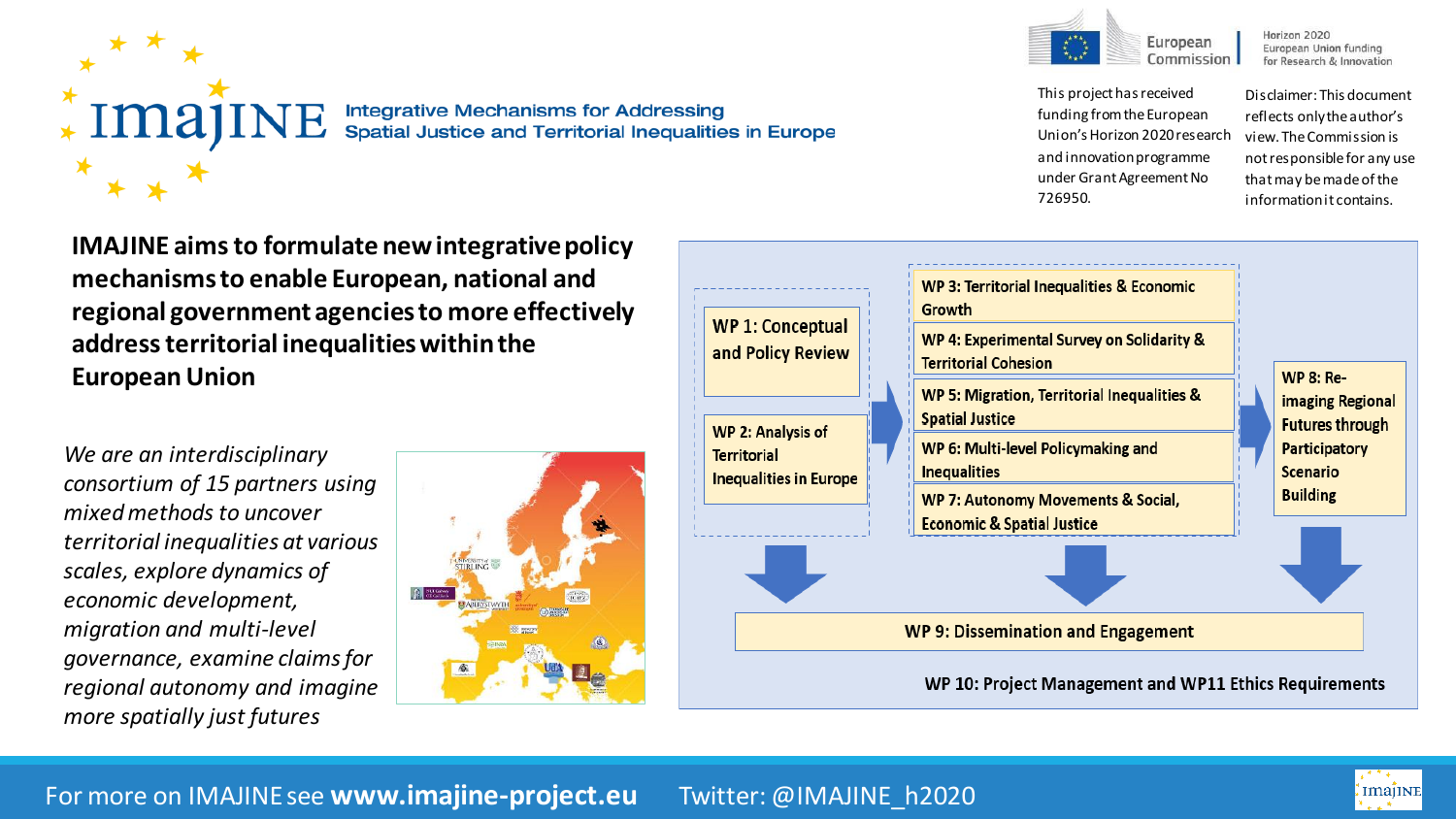# IMAJINE

**Integrative Mechanisms for Addressing Spatial Justice and Territorial Inequalities in Europe**

European Commission

Horizon 2020 European Union funding for Research & Innovation

This project has received funding from the European Union's Horizon 2020 research and innovation programme under Grant Agreement No 726950.

Disclaimer: This document reflects only the author's view. The Commission is not responsible for any use that may be made of the information it contains.

**IMAJINE aims to formulate new integrative policy mechanisms to enable European, national and regional government agencies to more effectively address territorial inequalities within the European Union**

*We are an interdisciplinary consortium of 15 partners using mixed methods to uncover territorial inequalities at various scales, explore dynamics of economic development, migration and multi-level governance, examine claims for regional autonomy and imagine more spatially just futures*

- WP 1: Conceptual and Policy Review
- WP 2: Analysis of Territorial Inequalities in Europe
- WP 3: Territorial Inequalities & Economic Growth
- WP 4: Experimental Survey on Solidarity & Territorial Cohesion
- WP 5: Migration, Territorial Inequalities & Spatial Justice
- WP 6: Multi-level Policymaking and Inequalities
- WP 7: Autonomy Movements & Social, Economic & Spatial Justice
- WP 8: Re-imaging Regional Futures through Participatory Scenario Building
- WP 9: Dissemination and Engagement
- WP 10: Project Management and WP11 Ethics Requirements

For more on IMAJINE see **www.imajine-project.eu** Twitter: @IMAJINE_h2020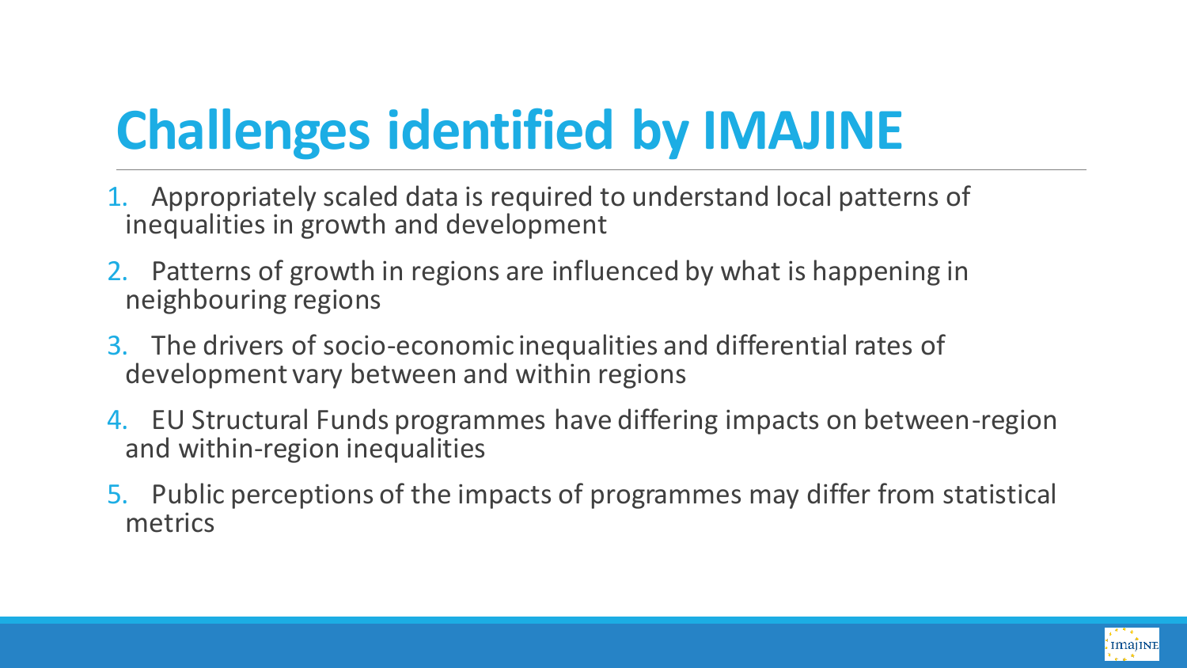# Challenges identified by IMAJINE

1. Appropriately scaled data is required to understand local patterns of inequalities in growth and development
2. Patterns of growth in regions are influenced by what is happening in neighbouring regions
3. The drivers of socio-economic inequalities and differential rates of development vary between and within regions
4. EU Structural Funds programmes have differing impacts on between-region and within-region inequalities
5. Public perceptions of the impacts of programmes may differ from statistical metrics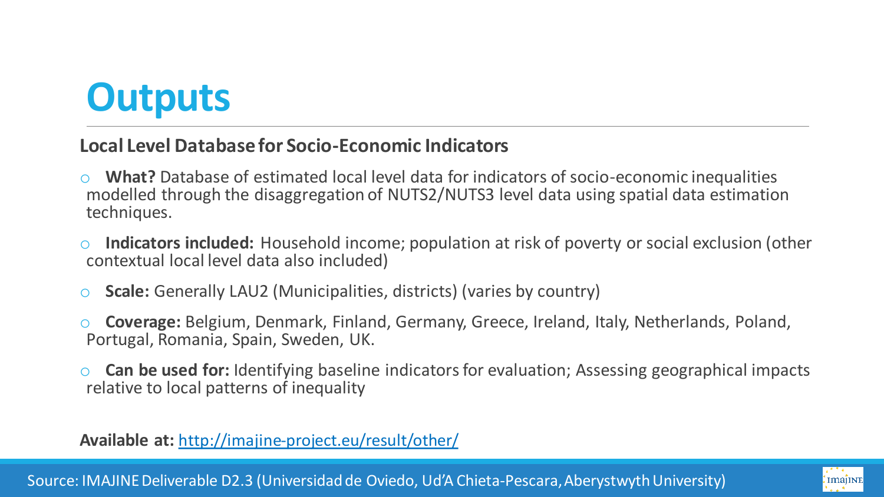# Outputs

## Local Level Database for Socio-Economic Indicators

- **What?** Database of estimated local level data for indicators of socio-economic inequalities modelled through the disaggregation of NUTS2/NUTS3 level data using spatial data estimation techniques.
- **Indicators included:** Household income; population at risk of poverty or social exclusion (other contextual local level data also included)
- **Scale:** Generally LAU2 (Municipalities, districts) (varies by country)
- **Coverage:** Belgium, Denmark, Finland, Germany, Greece, Ireland, Italy, Netherlands, Poland, Portugal, Romania, Spain, Sweden, UK.
- **Can be used for:** Identifying baseline indicators for evaluation; Assessing geographical impacts relative to local patterns of inequality

**Available at:** [http://imajine-project.eu/result/other/](http://imajine-project.eu/result/other/)

Source: IMAJINE Deliverable D2.3 (Universidad de Oviedo, Ud'A Chieta-Pescara, Aberystwyth University)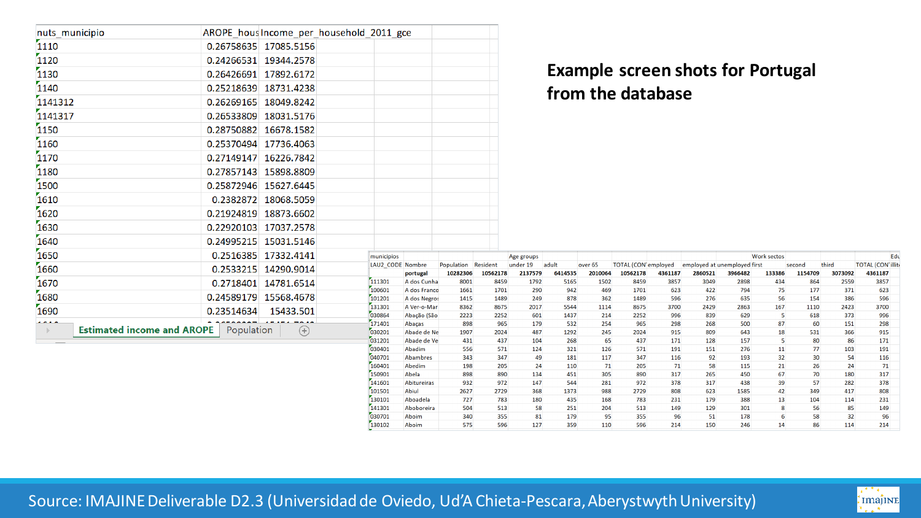## Example screen shots for Portugal from the database

| nuts_municipio | AROPE_hous | Income_per_household_2011_gce |
|---|---|---|
| 1110 | 0.26758635 | 17085.5156 |
| 1120 | 0.24266531 | 19344.2578 |
| 1130 | 0.26426691 | 17892.6172 |
| 1140 | 0.25218639 | 18731.4238 |
| 1141312 | 0.26269165 | 18049.8242 |
| 1141317 | 0.26533809 | 18031.5176 |
| 1150 | 0.28750882 | 16678.1582 |
| 1160 | 0.25370494 | 17736.4063 |
| 1170 | 0.27149147 | 16226.7842 |
| 1180 | 0.27857143 | 15898.8809 |
| 1500 | 0.25872946 | 15627.6445 |
| 1610 | 0.2382872 | 18068.5059 |
| 1620 | 0.21924819 | 18873.6602 |
| 1630 | 0.22920103 | 17037.2578 |
| 1640 | 0.24995215 | 15031.5146 |
| 1650 | 0.2516385 | 17332.4141 |
| 1660 | 0.2533215 | 14290.9014 |
| 1670 | 0.2718401 | 14781.6514 |
| 1680 | 0.24589179 | 15568.4678 |
| 1690 | 0.23514634 | 15433.501 |

Estimated income and AROPE | Population

| municipios | | | | Age groups | | | | | | | Work sectos | | | Edu |
|---|---|---|---|---|---|---|---|---|---|---|---|---|---|---|
| LAU2_CODE | Nombre | Population | Resident | under 19 | adult | over 65 | TOTAL (CON | employed | employed at | unemployed | first | second | third | TOTAL (CON illit |
| | portugal | 10282306 | 10562178 | 2137579 | 6414535 | 2010064 | 10562178 | 4361187 | 2860521 | 3966482 | 133386 | 1154709 | 3073092 | 4361187 |
| 111301 | A dos Cunha | 8001 | 8459 | 1792 | 5165 | 1502 | 8459 | 3857 | 3049 | 2898 | 434 | 864 | 2559 | 3857 |
| 100601 | A dos Franco | 1661 | 1701 | 290 | 942 | 469 | 1701 | 623 | 422 | 794 | 75 | 177 | 371 | 623 |
| 101201 | A dos Negros | 1415 | 1489 | 249 | 878 | 362 | 1489 | 596 | 276 | 635 | 56 | 154 | 386 | 596 |
| 131301 | A Ver-o-Mar | 8362 | 8675 | 2017 | 5544 | 1114 | 8675 | 3700 | 2429 | 2863 | 167 | 1110 | 2423 | 3700 |
| 030864 | Abação (São | 2223 | 2252 | 601 | 1437 | 214 | 2252 | 996 | 839 | 629 | 5 | 618 | 373 | 996 |
| 171401 | Abaças | 898 | 965 | 179 | 532 | 254 | 965 | 298 | 268 | 500 | 87 | 60 | 151 | 298 |
| 030201 | Abade de Ne | 1907 | 2024 | 487 | 1292 | 245 | 2024 | 915 | 809 | 643 | 18 | 531 | 366 | 915 |
| 031201 | Abade de Ve | 431 | 437 | 104 | 268 | 65 | 437 | 171 | 128 | 157 | 5 | 80 | 86 | 171 |
| 030401 | Abadim | 556 | 571 | 124 | 321 | 126 | 571 | 191 | 151 | 276 | 11 | 77 | 103 | 191 |
| 040701 | Abambres | 343 | 347 | 49 | 181 | 117 | 347 | 116 | 92 | 193 | 32 | 30 | 54 | 116 |
| 160401 | Abedim | 198 | 205 | 24 | 110 | 71 | 205 | 71 | 58 | 115 | 21 | 26 | 24 | 71 |
| 150901 | Abela | 898 | 890 | 134 | 451 | 305 | 890 | 317 | 265 | 450 | 67 | 70 | 180 | 317 |
| 141601 | Abitureiras | 932 | 972 | 147 | 544 | 281 | 972 | 378 | 317 | 438 | 39 | 57 | 282 | 378 |
| 101501 | Abiul | 2627 | 2729 | 368 | 1373 | 988 | 2729 | 808 | 623 | 1585 | 42 | 349 | 417 | 808 |
| 130101 | Aboadela | 727 | 783 | 180 | 435 | 168 | 783 | 231 | 179 | 388 | 13 | 104 | 114 | 231 |
| 141301 | Aboboreira | 504 | 513 | 58 | 251 | 204 | 513 | 149 | 129 | 301 | 8 | 56 | 85 | 149 |
| 030701 | Aboim | 340 | 355 | 81 | 179 | 95 | 355 | 96 | 51 | 178 | 6 | 58 | 32 | 96 |
| 130102 | Aboim | 575 | 596 | 127 | 359 | 110 | 596 | 214 | 150 | 246 | 14 | 86 | 114 | 214 |

Source: IMAJINE Deliverable D2.3 (Universidad de Oviedo, Ud'A Chieta-Pescara, Aberystwyth University)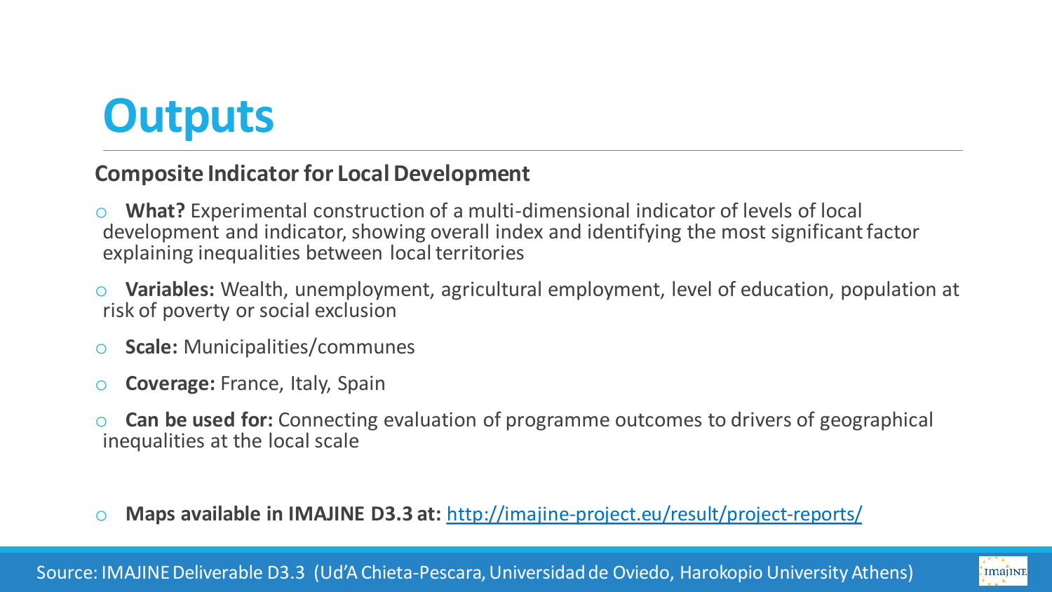# Outputs

## Composite Indicator for Local Development

- **What?** Experimental construction of a multi-dimensional indicator of levels of local development and indicator, showing overall index and identifying the most significant factor explaining inequalities between local territories
- **Variables:** Wealth, unemployment, agricultural employment, level of education, population at risk of poverty or social exclusion
- **Scale:** Municipalities/communes
- **Coverage:** France, Italy, Spain
- **Can be used for:** Connecting evaluation of programme outcomes to drivers of geographical inequalities at the local scale

- **Maps available in IMAJINE D3.3 at:** http://imajine-project.eu/result/project-reports/

Source: IMAJINE Deliverable D3.3 (Ud'A Chieta-Pescara, Universidad de Oviedo, Harokopio University Athens)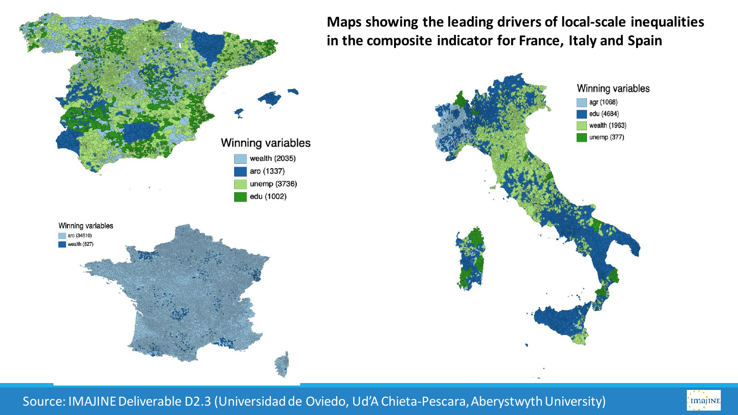## Maps showing the leading drivers of local-scale inequalities in the composite indicator for France, Italy and Spain

**Winning variables** (Spain)
- wealth (2035)
- aro (1337)
- unemp (3736)
- edu (1002)

**Winning variables** (France)
- aro (34510)
- wealth (827)

**Winning variables** (Italy)
- agr (1068)
- edu (4684)
- wealth (1963)
- unemp (377)

Source: IMAJINE Deliverable D2.3 (Universidad de Oviedo, Ud'A Chieta-Pescara, Aberystwyth University)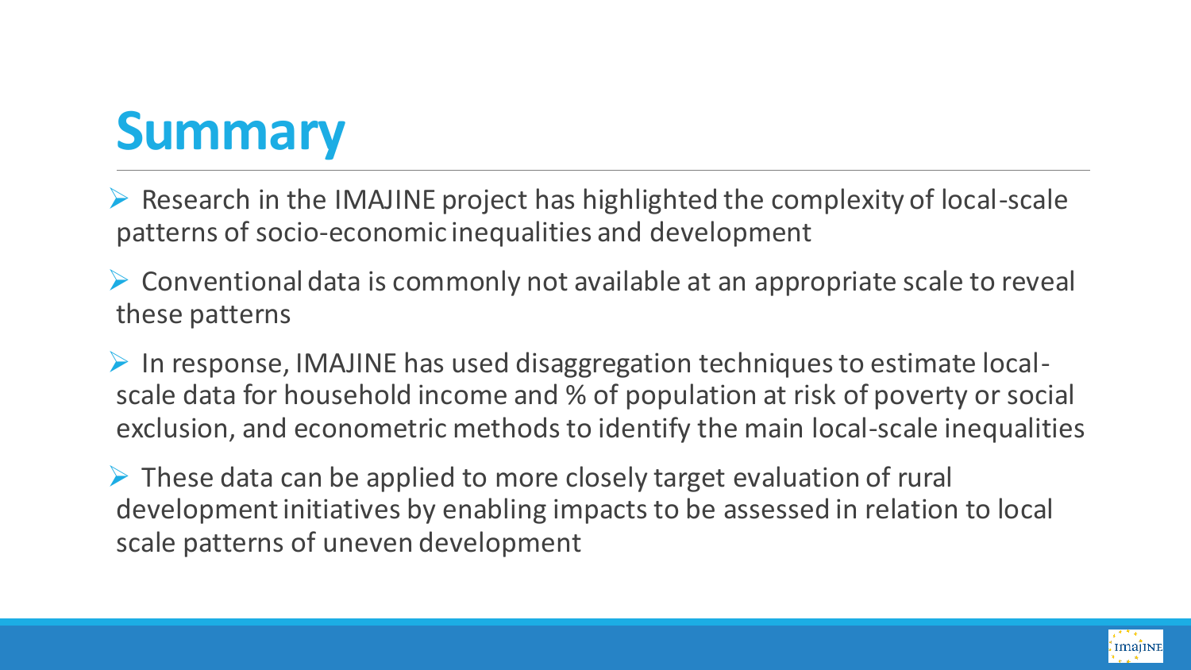# Summary

- Research in the IMAJINE project has highlighted the complexity of local-scale patterns of socio-economic inequalities and development
- Conventional data is commonly not available at an appropriate scale to reveal these patterns
- In response, IMAJINE has used disaggregation techniques to estimate local-scale data for household income and % of population at risk of poverty or social exclusion, and econometric methods to identify the main local-scale inequalities
- These data can be applied to more closely target evaluation of rural development initiatives by enabling impacts to be assessed in relation to local scale patterns of uneven development